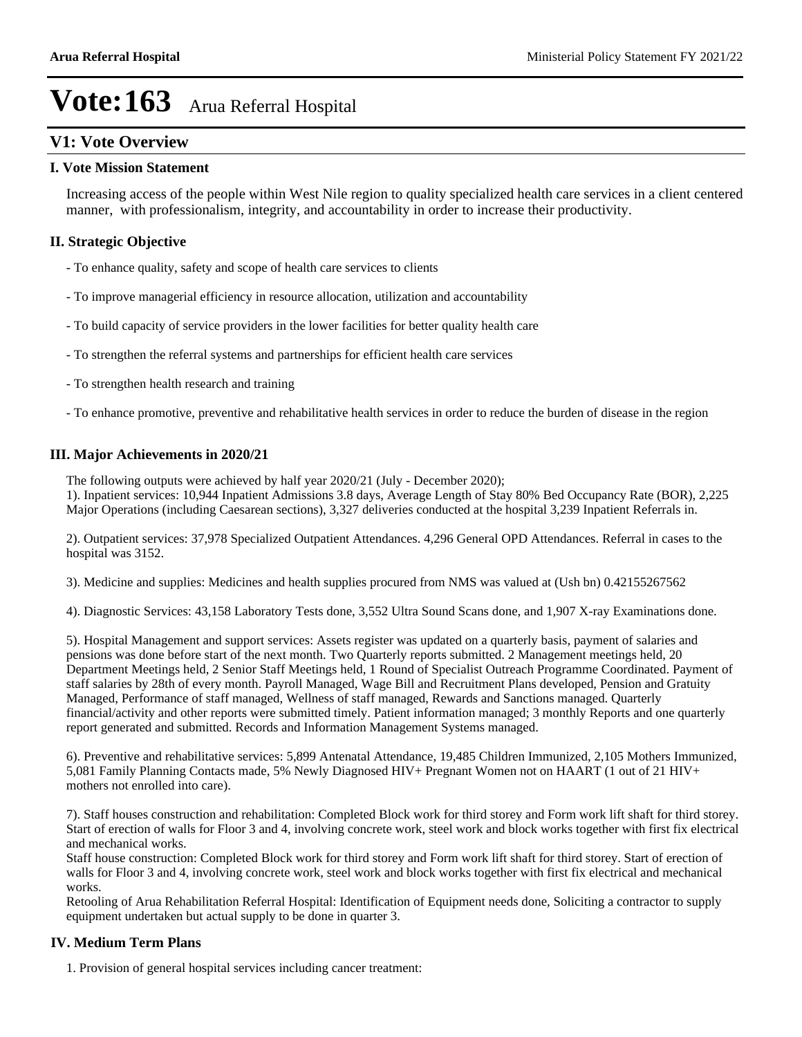# Vote:163 Arua Referral Hospital

## V1: Vote Overview

### I. Vote Mission Statement

Increasing access of the people within West Nile region to quality specialized health care services in a client centered manner, with professionalism, integrity, and accountability in order to increase their productivity.

### II. Strategic Objective

- To enhance quality, safety and scope of health care services to clients
- To improve managerial efficiency in resource allocation, utilization and accountability
- To build capacity of service providers in the lower facilities for better quality health care
- To strengthen the referral systems and partnerships for efficient health care services
- To strengthen health research and training
- To enhance promotive, preventive and rehabilitative health services in order to reduce the burden of disease in the region

### III. Major Achievements in 2020/21

The following outputs were achieved by half year 2020/21 (July - December 2020);
1). Inpatient services: 10,944 Inpatient Admissions 3.8 days, Average Length of Stay 80% Bed Occupancy Rate (BOR), 2,225 Major Operations (including Caesarean sections), 3,327 deliveries conducted at the hospital 3,239 Inpatient Referrals in.

2). Outpatient services: 37,978 Specialized Outpatient Attendances. 4,296 General OPD Attendances. Referral in cases to the hospital was 3152.

3). Medicine and supplies: Medicines and health supplies procured from NMS was valued at (Ush bn) 0.42155267562

4). Diagnostic Services: 43,158 Laboratory Tests done, 3,552 Ultra Sound Scans done, and 1,907 X-ray Examinations done.

5). Hospital Management and support services: Assets register was updated on a quarterly basis, payment of salaries and pensions was done before start of the next month. Two Quarterly reports submitted. 2 Management meetings held, 20 Department Meetings held, 2 Senior Staff Meetings held, 1 Round of Specialist Outreach Programme Coordinated. Payment of staff salaries by 28th of every month. Payroll Managed, Wage Bill and Recruitment Plans developed, Pension and Gratuity Managed, Performance of staff managed, Wellness of staff managed, Rewards and Sanctions managed. Quarterly financial/activity and other reports were submitted timely. Patient information managed; 3 monthly Reports and one quarterly report generated and submitted. Records and Information Management Systems managed.

6). Preventive and rehabilitative services: 5,899 Antenatal Attendance, 19,485 Children Immunized, 2,105 Mothers Immunized, 5,081 Family Planning Contacts made, 5% Newly Diagnosed HIV+ Pregnant Women not on HAART (1 out of 21 HIV+ mothers not enrolled into care).

7). Staff houses construction and rehabilitation: Completed Block work for third storey and Form work lift shaft for third storey. Start of erection of walls for Floor 3 and 4, involving concrete work, steel work and block works together with first fix electrical and mechanical works.
Staff house construction: Completed Block work for third storey and Form work lift shaft for third storey. Start of erection of walls for Floor 3 and 4, involving concrete work, steel work and block works together with first fix electrical and mechanical works.
Retooling of Arua Rehabilitation Referral Hospital: Identification of Equipment needs done, Soliciting a contractor to supply equipment undertaken but actual supply to be done in quarter 3.

### IV. Medium Term Plans

1. Provision of general hospital services including cancer treatment: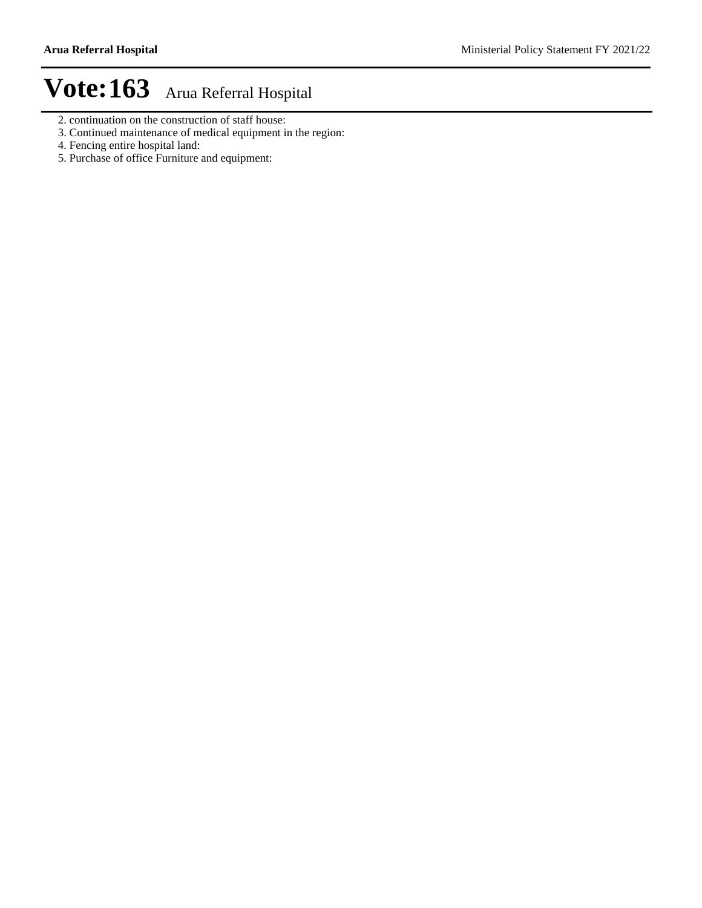# Vote:163 Arua Referral Hospital

2. continuation on the construction of staff house:
3. Continued maintenance of medical equipment in the region:
4. Fencing entire hospital land:
5. Purchase of office Furniture and equipment: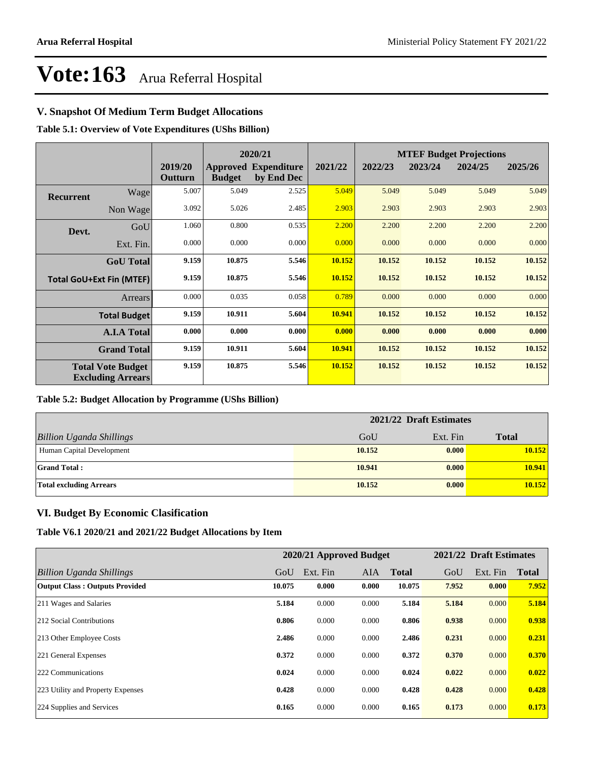# Vote:163 Arua Referral Hospital

## V. Snapshot Of Medium Term Budget Allocations

**Table 5.1: Overview of Vote Expenditures (UShs Billion)**

| | | 2019/20 Outturn | 2020/21 Approved Budget | 2020/21 Expenditure by End Dec | 2021/22 | MTEF Budget Projections 2022/23 | 2023/24 | 2024/25 | 2025/26 |
|---|---|---|---|---|---|---|---|---|---|
| **Recurrent** | Wage | 5.007 | 5.049 | 2.525 | 5.049 | 5.049 | 5.049 | 5.049 | 5.049 |
| | Non Wage | 3.092 | 5.026 | 2.485 | 2.903 | 2.903 | 2.903 | 2.903 | 2.903 |
| **Devt.** | GoU | 1.060 | 0.800 | 0.535 | 2.200 | 2.200 | 2.200 | 2.200 | 2.200 |
| | Ext. Fin. | 0.000 | 0.000 | 0.000 | 0.000 | 0.000 | 0.000 | 0.000 | 0.000 |
| | **GoU Total** | **9.159** | **10.875** | **5.546** | **10.152** | **10.152** | **10.152** | **10.152** | **10.152** |
| **Total GoU+Ext Fin (MTEF)** | | **9.159** | **10.875** | **5.546** | **10.152** | **10.152** | **10.152** | **10.152** | **10.152** |
| | Arrears | 0.000 | 0.035 | 0.058 | 0.789 | 0.000 | 0.000 | 0.000 | 0.000 |
| **Total Budget** | | **9.159** | **10.911** | **5.604** | **10.941** | **10.152** | **10.152** | **10.152** | **10.152** |
| **A.I.A Total** | | **0.000** | **0.000** | **0.000** | **0.000** | **0.000** | **0.000** | **0.000** | **0.000** |
| **Grand Total** | | **9.159** | **10.911** | **5.604** | **10.941** | **10.152** | **10.152** | **10.152** | **10.152** |
| **Total Vote Budget Excluding Arrears** | | **9.159** | **10.875** | **5.546** | **10.152** | **10.152** | **10.152** | **10.152** | **10.152** |

**Table 5.2: Budget Allocation by Programme (UShs Billion)**

| | 2021/22 Draft Estimates | | |
|---|---|---|---|
| *Billion Uganda Shillings* | GoU | Ext. Fin | **Total** |
| Human Capital Development | **10.152** | **0.000** | **10.152** |
| **Grand Total :** | **10.941** | **0.000** | **10.941** |
| **Total excluding Arrears** | **10.152** | **0.000** | **10.152** |

## VI. Budget By Economic Clasification

**Table V6.1 2020/21 and 2021/22 Budget Allocations by Item**

| | 2020/21 Approved Budget | | | | 2021/22 Draft Estimates | | |
|---|---|---|---|---|---|---|---|
| *Billion Uganda Shillings* | GoU | Ext. Fin | AIA | **Total** | GoU | Ext. Fin | **Total** |
| **Output Class : Outputs Provided** | **10.075** | **0.000** | **0.000** | **10.075** | **7.952** | **0.000** | **7.952** |
| 211 Wages and Salaries | **5.184** | 0.000 | 0.000 | **5.184** | **5.184** | 0.000 | **5.184** |
| 212 Social Contributions | **0.806** | 0.000 | 0.000 | **0.806** | **0.938** | 0.000 | **0.938** |
| 213 Other Employee Costs | **2.486** | 0.000 | 0.000 | **2.486** | **0.231** | 0.000 | **0.231** |
| 221 General Expenses | **0.372** | 0.000 | 0.000 | **0.372** | **0.370** | 0.000 | **0.370** |
| 222 Communications | **0.024** | 0.000 | 0.000 | **0.024** | **0.022** | 0.000 | **0.022** |
| 223 Utility and Property Expenses | **0.428** | 0.000 | 0.000 | **0.428** | **0.428** | 0.000 | **0.428** |
| 224 Supplies and Services | **0.165** | 0.000 | 0.000 | **0.165** | **0.173** | 0.000 | **0.173** |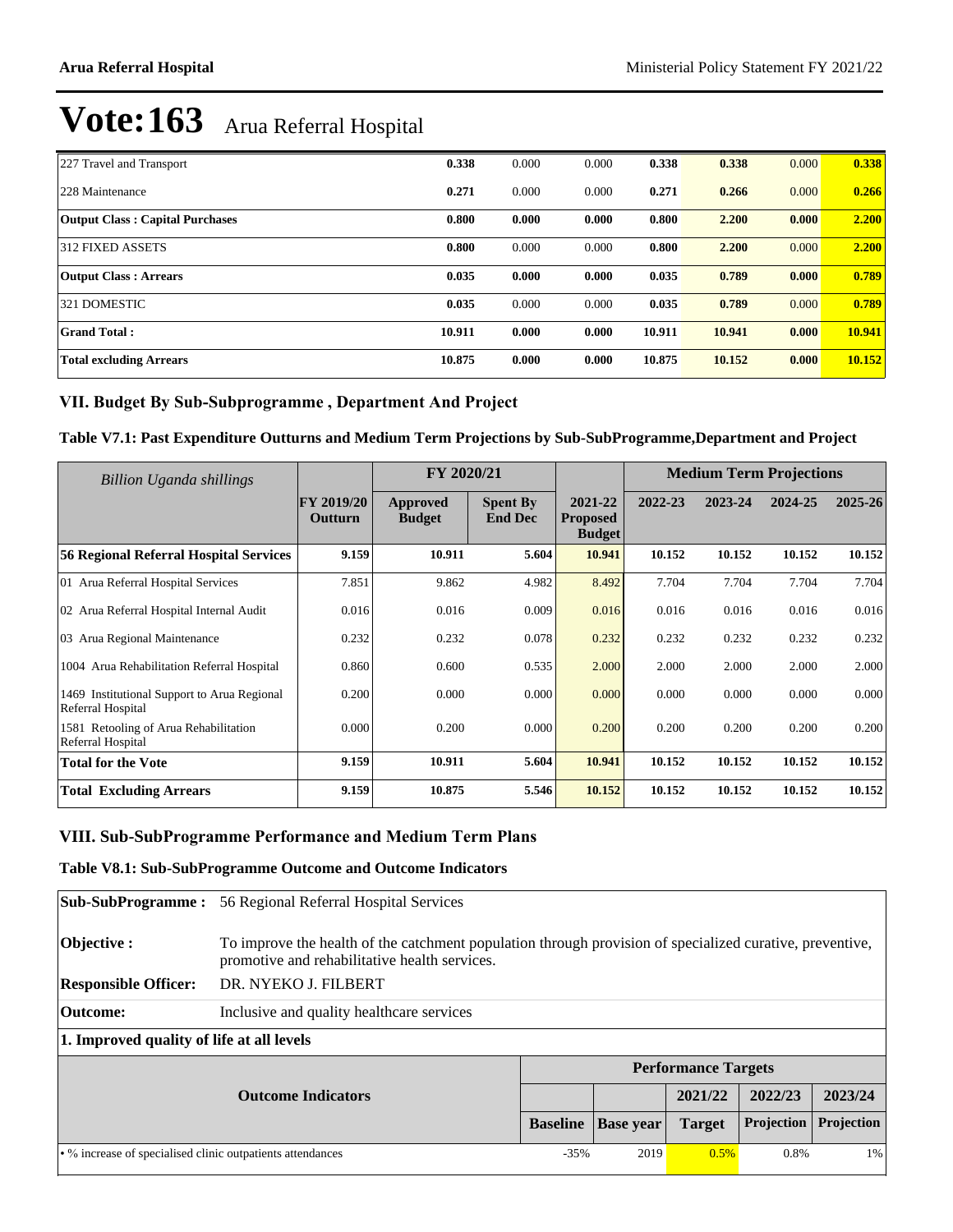# Vote:163 Arua Referral Hospital

| | | | | | | | |
|---|---|---|---|---|---|---|---|
| 227 Travel and Transport | **0.338** | 0.000 | 0.000 | **0.338** | **0.338** | 0.000 | **0.338** |
| 228 Maintenance | **0.271** | 0.000 | 0.000 | **0.271** | **0.266** | 0.000 | **0.266** |
| **Output Class : Capital Purchases** | **0.800** | **0.000** | **0.000** | **0.800** | **2.200** | **0.000** | **2.200** |
| 312 FIXED ASSETS | **0.800** | 0.000 | 0.000 | **0.800** | **2.200** | 0.000 | **2.200** |
| **Output Class : Arrears** | **0.035** | **0.000** | **0.000** | **0.035** | **0.789** | **0.000** | **0.789** |
| 321 DOMESTIC | **0.035** | 0.000 | 0.000 | **0.035** | **0.789** | 0.000 | **0.789** |
| **Grand Total :** | **10.911** | **0.000** | **0.000** | **10.911** | **10.941** | **0.000** | **10.941** |
| **Total excluding Arrears** | **10.875** | **0.000** | **0.000** | **10.875** | **10.152** | **0.000** | **10.152** |

## VII. Budget By Sub-Subprogramme , Department And Project

### Table V7.1: Past Expenditure Outturns and Medium Term Projections by Sub-SubProgramme,Department and Project

| *Billion Uganda shillings* | | FY 2020/21 | | | Medium Term Projections | | | |
|---|---|---|---|---|---|---|---|---|
| | **FY 2019/20 Outturn** | **Approved Budget** | **Spent By End Dec** | **2021-22 Proposed Budget** | **2022-23** | **2023-24** | **2024-25** | **2025-26** |
| **56 Regional Referral Hospital Services** | **9.159** | **10.911** | **5.604** | **10.941** | **10.152** | **10.152** | **10.152** | **10.152** |
| 01 Arua Referral Hospital Services | 7.851 | 9.862 | 4.982 | 8.492 | 7.704 | 7.704 | 7.704 | 7.704 |
| 02 Arua Referral Hospital Internal Audit | 0.016 | 0.016 | 0.009 | 0.016 | 0.016 | 0.016 | 0.016 | 0.016 |
| 03 Arua Regional Maintenance | 0.232 | 0.232 | 0.078 | 0.232 | 0.232 | 0.232 | 0.232 | 0.232 |
| 1004 Arua Rehabilitation Referral Hospital | 0.860 | 0.600 | 0.535 | 2.000 | 2.000 | 2.000 | 2.000 | 2.000 |
| 1469 Institutional Support to Arua Regional Referral Hospital | 0.200 | 0.000 | 0.000 | 0.000 | 0.000 | 0.000 | 0.000 | 0.000 |
| 1581 Retooling of Arua Rehabilitation Referral Hospital | 0.000 | 0.200 | 0.000 | 0.200 | 0.200 | 0.200 | 0.200 | 0.200 |
| **Total for the Vote** | **9.159** | **10.911** | **5.604** | **10.941** | **10.152** | **10.152** | **10.152** | **10.152** |
| **Total Excluding Arrears** | **9.159** | **10.875** | **5.546** | **10.152** | **10.152** | **10.152** | **10.152** | **10.152** |

## VIII. Sub-SubProgramme Performance and Medium Term Plans

### Table V8.1: Sub-SubProgramme Outcome and Outcome Indicators

| | |
|---|---|
| **Sub-SubProgramme :** | 56 Regional Referral Hospital Services |
| **Objective :** | To improve the health of the catchment population through provision of specialized curative, preventive, promotive and rehabilitative health services. |
| **Responsible Officer:** | DR. NYEKO J. FILBERT |
| **Outcome:** | Inclusive and quality healthcare services |

**1. Improved quality of life at all levels**

| Outcome Indicators | Performance Targets | | | | |
|---|---|---|---|---|---|
| | | | 2021/22 | 2022/23 | 2023/24 |
| | **Baseline** | **Base year** | **Target** | **Projection** | **Projection** |
| • % increase of specialised clinic outpatients attendances | -35% | 2019 | 0.5% | 0.8% | 1% |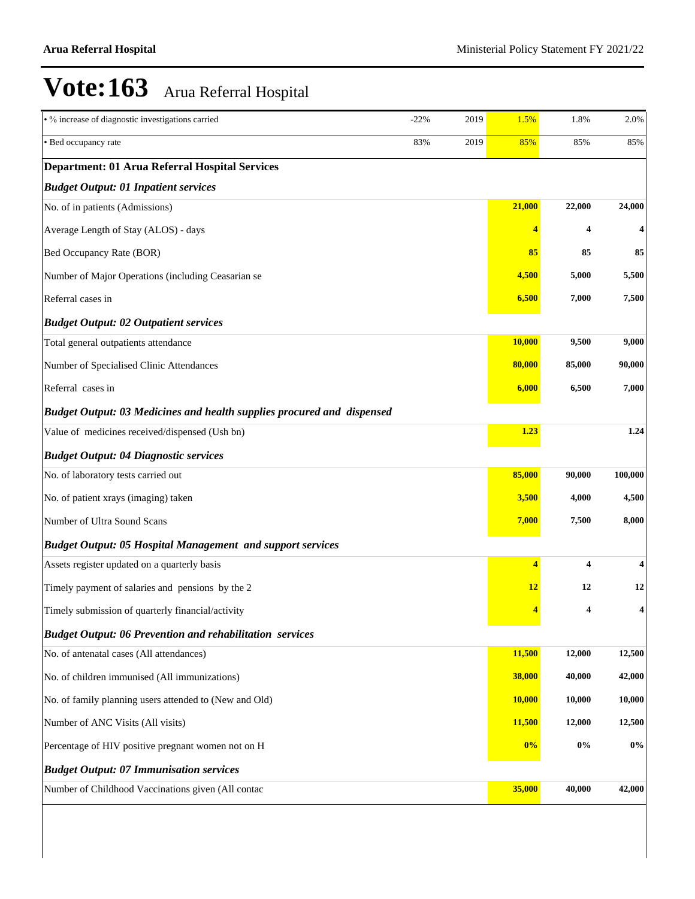# Vote:163 Arua Referral Hospital

| | | | | | |
|---|---|---|---|---|---|
| • % increase of diagnostic investigations carried | -22% | 2019 | 1.5% | 1.8% | 2.0% |
| • Bed occupancy rate | 83% | 2019 | 85% | 85% | 85% |
| **Department: 01 Arua Referral Hospital Services** | | | | | |
| ***Budget Output: 01 Inpatient services*** | | | | | |
| No. of in patients (Admissions) | | | **21,000** | **22,000** | **24,000** |
| Average Length of Stay (ALOS) - days | | | **4** | **4** | **4** |
| Bed Occupancy Rate (BOR) | | | **85** | **85** | **85** |
| Number of Major Operations (including Ceasarian se | | | **4,500** | **5,000** | **5,500** |
| Referral cases in | | | **6,500** | **7,000** | **7,500** |
| ***Budget Output: 02 Outpatient services*** | | | | | |
| Total general outpatients attendance | | | **10,000** | **9,500** | **9,000** |
| Number of Specialised Clinic Attendances | | | **80,000** | **85,000** | **90,000** |
| Referral cases in | | | **6,000** | **6,500** | **7,000** |
| ***Budget Output: 03 Medicines and health supplies procured and dispensed*** | | | | | |
| Value of medicines received/dispensed (Ush bn) | | | **1.23** | | **1.24** |
| ***Budget Output: 04 Diagnostic services*** | | | | | |
| No. of laboratory tests carried out | | | **85,000** | **90,000** | **100,000** |
| No. of patient xrays (imaging) taken | | | **3,500** | **4,000** | **4,500** |
| Number of Ultra Sound Scans | | | **7,000** | **7,500** | **8,000** |
| ***Budget Output: 05 Hospital Management and support services*** | | | | | |
| Assets register updated on a quarterly basis | | | **4** | **4** | **4** |
| Timely payment of salaries and pensions by the 2 | | | **12** | **12** | **12** |
| Timely submission of quarterly financial/activity | | | **4** | **4** | **4** |
| ***Budget Output: 06 Prevention and rehabilitation services*** | | | | | |
| No. of antenatal cases (All attendances) | | | **11,500** | **12,000** | **12,500** |
| No. of children immunised (All immunizations) | | | **38,000** | **40,000** | **42,000** |
| No. of family planning users attended to (New and Old) | | | **10,000** | **10,000** | **10,000** |
| Number of ANC Visits (All visits) | | | **11,500** | **12,000** | **12,500** |
| Percentage of HIV positive pregnant women not on H | | | **0%** | **0%** | **0%** |
| ***Budget Output: 07 Immunisation services*** | | | | | |
| Number of Childhood Vaccinations given (All contac | | | **35,000** | **40,000** | **42,000** |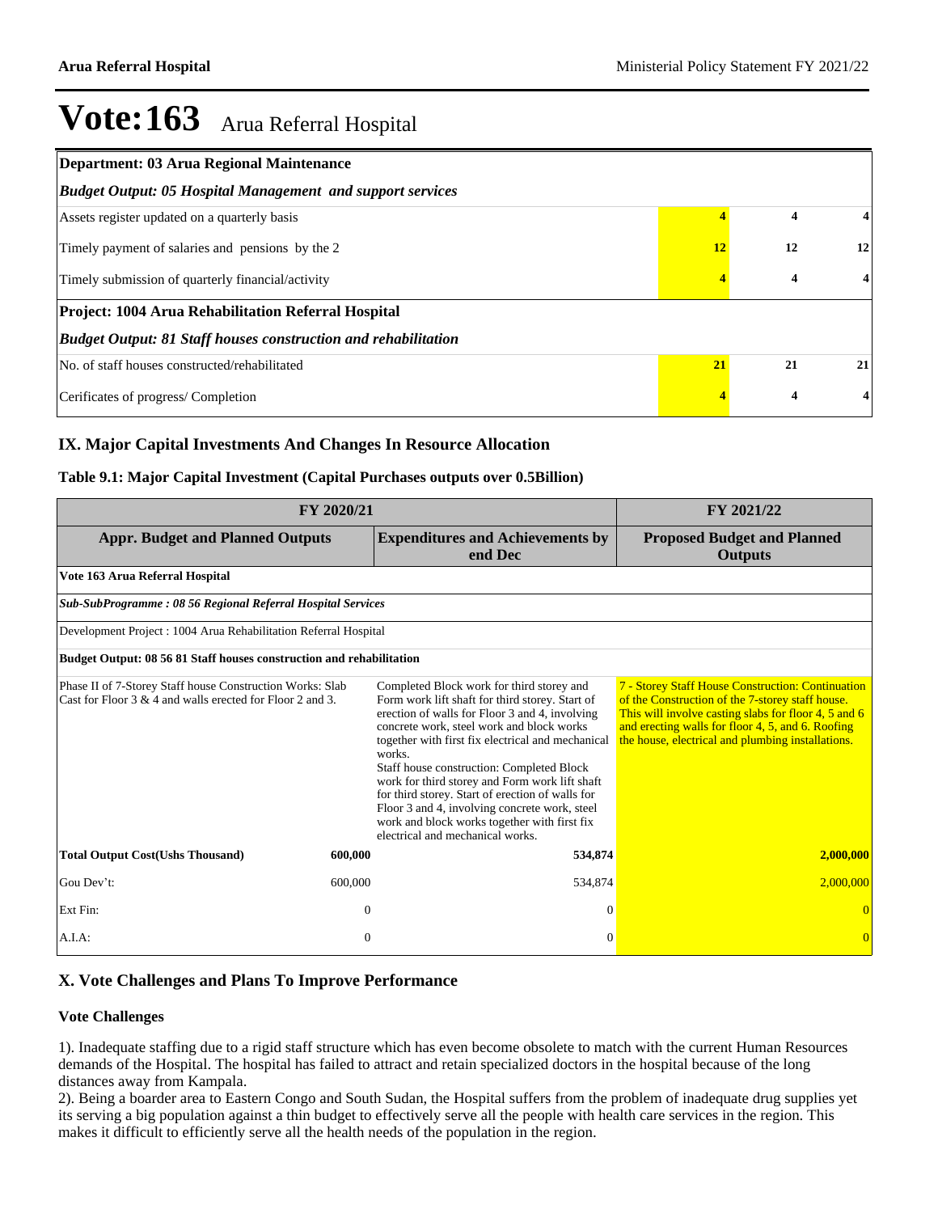# Vote:163 Arua Referral Hospital

| Department: 03 Arua Regional Maintenance | | | |
|---|---|---|---|
| *Budget Output: 05 Hospital Management and support services* | | | |
| Assets register updated on a quarterly basis | 4 | 4 | 4 |
| Timely payment of salaries and pensions by the 2 | 12 | 12 | 12 |
| Timely submission of quarterly financial/activity | 4 | 4 | 4 |
| **Project: 1004 Arua Rehabilitation Referral Hospital** | | | |
| *Budget Output: 81 Staff houses construction and rehabilitation* | | | |
| No. of staff houses constructed/rehabilitated | 21 | 21 | 21 |
| Cerificates of progress/ Completion | 4 | 4 | 4 |

## IX. Major Capital Investments And Changes In Resource Allocation

### Table 9.1: Major Capital Investment (Capital Purchases outputs over 0.5Billion)

| FY 2020/21 | | | FY 2021/22 |
|---|---|---|---|
| **Appr. Budget and Planned Outputs** | | **Expenditures and Achievements by end Dec** | **Proposed Budget and Planned Outputs** |
| **Vote 163 Arua Referral Hospital** | | | |
| ***Sub-SubProgramme : 08 56 Regional Referral Hospital Services*** | | | |
| Development Project : 1004 Arua Rehabilitation Referral Hospital | | | |
| **Budget Output: 08 56 81 Staff houses construction and rehabilitation** | | | |
| Phase II of 7-Storey Staff house Construction Works: Slab Cast for Floor 3 & 4 and walls erected for Floor 2 and 3. | | Completed Block work for third storey and Form work lift shaft for third storey. Start of erection of walls for Floor 3 and 4, involving concrete work, steel work and block works together with first fix electrical and mechanical works.<br>Staff house construction: Completed Block work for third storey and Form work lift shaft for third storey. Start of erection of walls for Floor 3 and 4, involving concrete work, steel work and block works together with first fix electrical and mechanical works. | 7 - Storey Staff House Construction: Continuation of the Construction of the 7-storey staff house. This will involve casting slabs for floor 4, 5 and 6 and erecting walls for floor 4, 5, and 6. Roofing the house, electrical and plumbing installations. |
| **Total Output Cost(Ushs Thousand)** | **600,000** | **534,874** | **2,000,000** |
| Gou Dev't: | 600,000 | 534,874 | 2,000,000 |
| Ext Fin: | 0 | 0 | 0 |
| A.I.A: | 0 | 0 | 0 |

## X. Vote Challenges and Plans To Improve Performance

### Vote Challenges

1). Inadequate staffing due to a rigid staff structure which has even become obsolete to match with the current Human Resources demands of the Hospital. The hospital has failed to attract and retain specialized doctors in the hospital because of the long distances away from Kampala.
2). Being a boarder area to Eastern Congo and South Sudan, the Hospital suffers from the problem of inadequate drug supplies yet its serving a big population against a thin budget to effectively serve all the people with health care services in the region. This makes it difficult to efficiently serve all the health needs of the population in the region.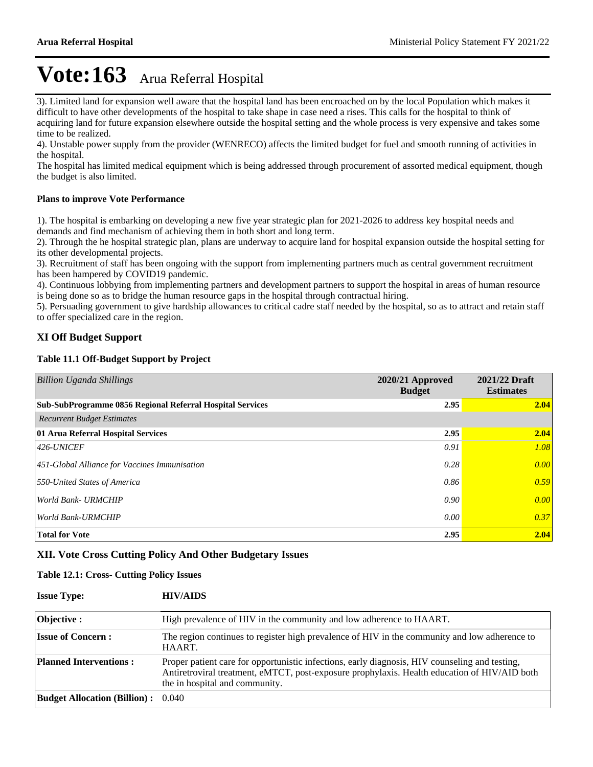# Vote:163 Arua Referral Hospital

3). Limited land for expansion well aware that the hospital land has been encroached on by the local Population which makes it difficult to have other developments of the hospital to take shape in case need a rises. This calls for the hospital to think of acquiring land for future expansion elsewhere outside the hospital setting and the whole process is very expensive and takes some time to be realized.
4). Unstable power supply from the provider (WENRECO) affects the limited budget for fuel and smooth running of activities in the hospital.
The hospital has limited medical equipment which is being addressed through procurement of assorted medical equipment, though the budget is also limited.

**Plans to improve Vote Performance**

1). The hospital is embarking on developing a new five year strategic plan for 2021-2026 to address key hospital needs and demands and find mechanism of achieving them in both short and long term.
2). Through the he hospital strategic plan, plans are underway to acquire land for hospital expansion outside the hospital setting for its other developmental projects.
3). Recruitment of staff has been ongoing with the support from implementing partners much as central government recruitment has been hampered by COVID19 pandemic.
4). Continuous lobbying from implementing partners and development partners to support the hospital in areas of human resource is being done so as to bridge the human resource gaps in the hospital through contractual hiring.
5). Persuading government to give hardship allowances to critical cadre staff needed by the hospital, so as to attract and retain staff to offer specialized care in the region.

## XI Off Budget Support

**Table 11.1 Off-Budget Support by Project**

| *Billion Uganda Shillings* | **2020/21 Approved Budget** | **2021/22 Draft Estimates** |
|---|---|---|
| **Sub-SubProgramme 0856 Regional Referral Hospital Services** | **2.95** | **2.04** |
| *Recurrent Budget Estimates* | | |
| **01 Arua Referral Hospital Services** | **2.95** | **2.04** |
| *426-UNICEF* | *0.91* | *1.08* |
| *451-Global Alliance for Vaccines Immunisation* | *0.28* | *0.00* |
| *550-United States of America* | *0.86* | *0.59* |
| *World Bank- URMCHIP* | *0.90* | *0.00* |
| *World Bank-URMCHIP* | *0.00* | *0.37* |
| **Total for Vote** | **2.95** | **2.04** |

## XII. Vote Cross Cutting Policy And Other Budgetary Issues

**Table 12.1: Cross- Cutting Policy Issues**

**Issue Type:** **HIV/AIDS**

| | |
|---|---|
| **Objective :** | High prevalence of HIV in the community and low adherence to HAART. |
| **Issue of Concern :** | The region continues to register high prevalence of HIV in the community and low adherence to HAART. |
| **Planned Interventions :** | Proper patient care for opportunistic infections, early diagnosis, HIV counseling and testing, Antiretroviral treatment, eMTCT, post-exposure prophylaxis. Health education of HIV/AID both the in hospital and community. |
| **Budget Allocation (Billion) :** | 0.040 |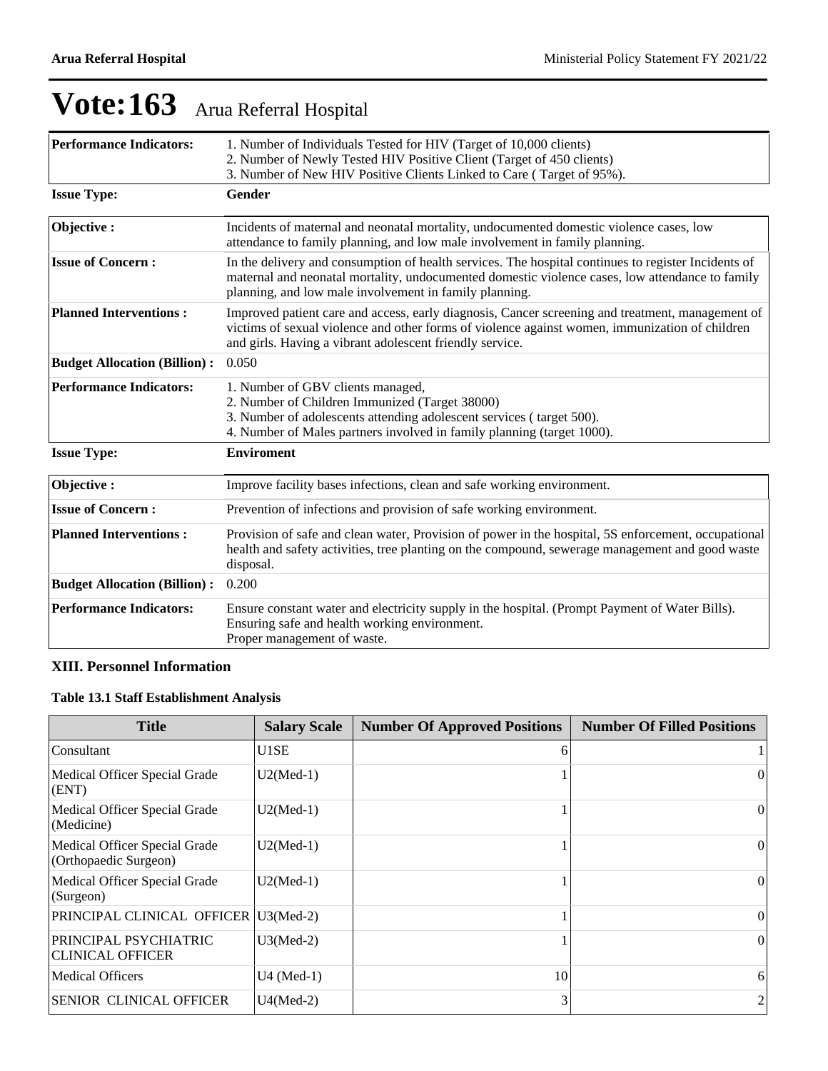# Vote:163 Arua Referral Hospital

| | |
|---|---|
| **Performance Indicators:** | 1. Number of Individuals Tested for HIV (Target of 10,000 clients)<br>2. Number of Newly Tested HIV Positive Client (Target of 450 clients)<br>3. Number of New HIV Positive Clients Linked to Care ( Target of 95%). |

**Issue Type:** **Gender**

| | |
|---|---|
| **Objective :** | Incidents of maternal and neonatal mortality, undocumented domestic violence cases, low attendance to family planning, and low male involvement in family planning. |
| **Issue of Concern :** | In the delivery and consumption of health services. The hospital continues to register Incidents of maternal and neonatal mortality, undocumented domestic violence cases, low attendance to family planning, and low male involvement in family planning. |
| **Planned Interventions :** | Improved patient care and access, early diagnosis, Cancer screening and treatment, management of victims of sexual violence and other forms of violence against women, immunization of children and girls. Having a vibrant adolescent friendly service. |
| **Budget Allocation (Billion) :** | 0.050 |
| **Performance Indicators:** | 1. Number of GBV clients managed,<br>2. Number of Children Immunized (Target 38000)<br>3. Number of adolescents attending adolescent services ( target 500).<br>4. Number of Males partners involved in family planning (target 1000). |

**Issue Type:** **Enviroment**

| | |
|---|---|
| **Objective :** | Improve facility bases infections, clean and safe working environment. |
| **Issue of Concern :** | Prevention of infections and provision of safe working environment. |
| **Planned Interventions :** | Provision of safe and clean water, Provision of power in the hospital, 5S enforcement, occupational health and safety activities, tree planting on the compound, sewerage management and good waste disposal. |
| **Budget Allocation (Billion) :** | 0.200 |
| **Performance Indicators:** | Ensure constant water and electricity supply in the hospital. (Prompt Payment of Water Bills).<br>Ensuring safe and health working environment.<br>Proper management of waste. |

## XIII. Personnel Information

### Table 13.1 Staff Establishment Analysis

| Title | Salary Scale | Number Of Approved Positions | Number Of Filled Positions |
|---|---|---|---|
| Consultant | U1SE | 6 | 1 |
| Medical Officer Special Grade (ENT) | U2(Med-1) | 1 | 0 |
| Medical Officer Special Grade (Medicine) | U2(Med-1) | 1 | 0 |
| Medical Officer Special Grade (Orthopaedic Surgeon) | U2(Med-1) | 1 | 0 |
| Medical Officer Special Grade (Surgeon) | U2(Med-1) | 1 | 0 |
| PRINCIPAL CLINICAL OFFICER | U3(Med-2) | 1 | 0 |
| PRINCIPAL PSYCHIATRIC CLINICAL OFFICER | U3(Med-2) | 1 | 0 |
| Medical Officers | U4 (Med-1) | 10 | 6 |
| SENIOR CLINICAL OFFICER | U4(Med-2) | 3 | 2 |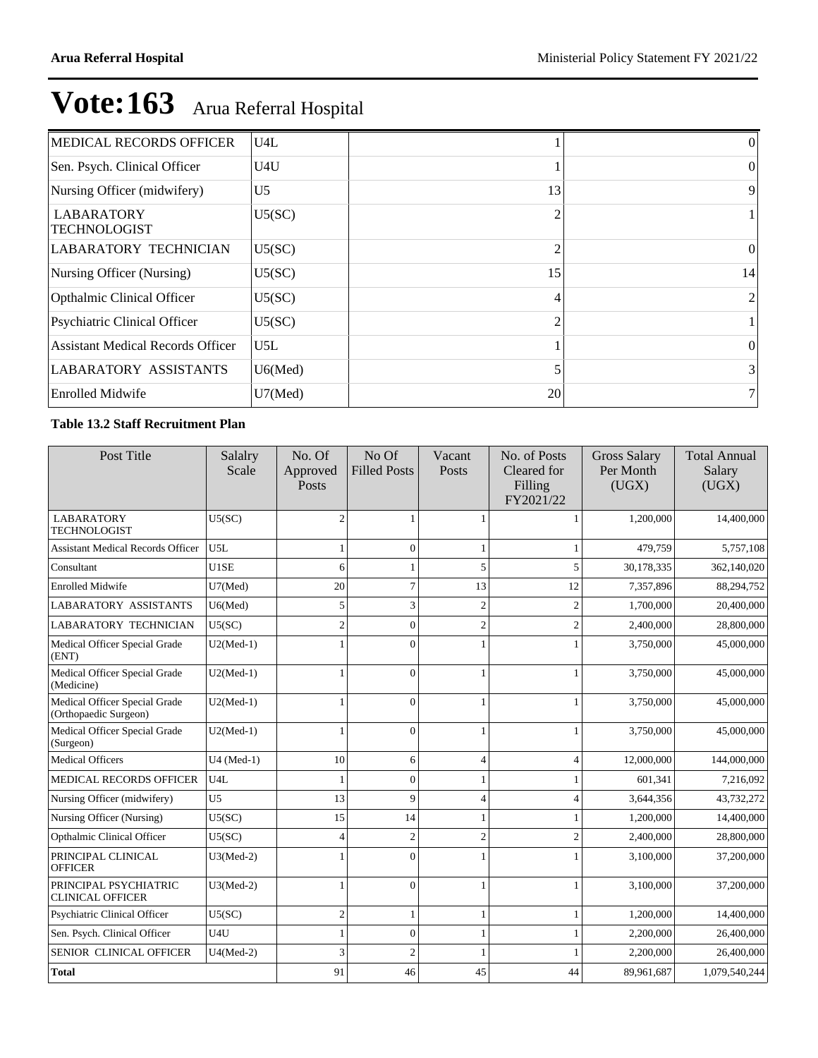# Vote:163 Arua Referral Hospital

| | | | |
|---|---|---|---|
| MEDICAL RECORDS OFFICER | U4L | 1 | 0 |
| Sen. Psych. Clinical Officer | U4U | 1 | 0 |
| Nursing Officer (midwifery) | U5 | 13 | 9 |
| LABARATORY TECHNOLOGIST | U5(SC) | 2 | 1 |
| LABARATORY TECHNICIAN | U5(SC) | 2 | 0 |
| Nursing Officer (Nursing) | U5(SC) | 15 | 14 |
| Opthalmic Clinical Officer | U5(SC) | 4 | 2 |
| Psychiatric Clinical Officer | U5(SC) | 2 | 1 |
| Assistant Medical Records Officer | U5L | 1 | 0 |
| LABARATORY ASSISTANTS | U6(Med) | 5 | 3 |
| Enrolled Midwife | U7(Med) | 20 | 7 |

**Table 13.2 Staff Recruitment Plan**

| Post Title | Salalry Scale | No. Of Approved Posts | No Of Filled Posts | Vacant Posts | No. of Posts Cleared for Filling FY2021/22 | Gross Salary Per Month (UGX) | Total Annual Salary (UGX) |
|---|---|---|---|---|---|---|---|
| LABARATORY TECHNOLOGIST | U5(SC) | 2 | 1 | 1 | 1 | 1,200,000 | 14,400,000 |
| Assistant Medical Records Officer | U5L | 1 | 0 | 1 | 1 | 479,759 | 5,757,108 |
| Consultant | U1SE | 6 | 1 | 5 | 5 | 30,178,335 | 362,140,020 |
| Enrolled Midwife | U7(Med) | 20 | 7 | 13 | 12 | 7,357,896 | 88,294,752 |
| LABARATORY ASSISTANTS | U6(Med) | 5 | 3 | 2 | 2 | 1,700,000 | 20,400,000 |
| LABARATORY TECHNICIAN | U5(SC) | 2 | 0 | 2 | 2 | 2,400,000 | 28,800,000 |
| Medical Officer Special Grade (ENT) | U2(Med-1) | 1 | 0 | 1 | 1 | 3,750,000 | 45,000,000 |
| Medical Officer Special Grade (Medicine) | U2(Med-1) | 1 | 0 | 1 | 1 | 3,750,000 | 45,000,000 |
| Medical Officer Special Grade (Orthopaedic Surgeon) | U2(Med-1) | 1 | 0 | 1 | 1 | 3,750,000 | 45,000,000 |
| Medical Officer Special Grade (Surgeon) | U2(Med-1) | 1 | 0 | 1 | 1 | 3,750,000 | 45,000,000 |
| Medical Officers | U4 (Med-1) | 10 | 6 | 4 | 4 | 12,000,000 | 144,000,000 |
| MEDICAL RECORDS OFFICER | U4L | 1 | 0 | 1 | 1 | 601,341 | 7,216,092 |
| Nursing Officer (midwifery) | U5 | 13 | 9 | 4 | 4 | 3,644,356 | 43,732,272 |
| Nursing Officer (Nursing) | U5(SC) | 15 | 14 | 1 | 1 | 1,200,000 | 14,400,000 |
| Opthalmic Clinical Officer | U5(SC) | 4 | 2 | 2 | 2 | 2,400,000 | 28,800,000 |
| PRINCIPAL CLINICAL OFFICER | U3(Med-2) | 1 | 0 | 1 | 1 | 3,100,000 | 37,200,000 |
| PRINCIPAL PSYCHIATRIC CLINICAL OFFICER | U3(Med-2) | 1 | 0 | 1 | 1 | 3,100,000 | 37,200,000 |
| Psychiatric Clinical Officer | U5(SC) | 2 | 1 | 1 | 1 | 1,200,000 | 14,400,000 |
| Sen. Psych. Clinical Officer | U4U | 1 | 0 | 1 | 1 | 2,200,000 | 26,400,000 |
| SENIOR CLINICAL OFFICER | U4(Med-2) | 3 | 2 | 1 | 1 | 2,200,000 | 26,400,000 |
| **Total** | | 91 | 46 | 45 | 44 | 89,961,687 | 1,079,540,244 |